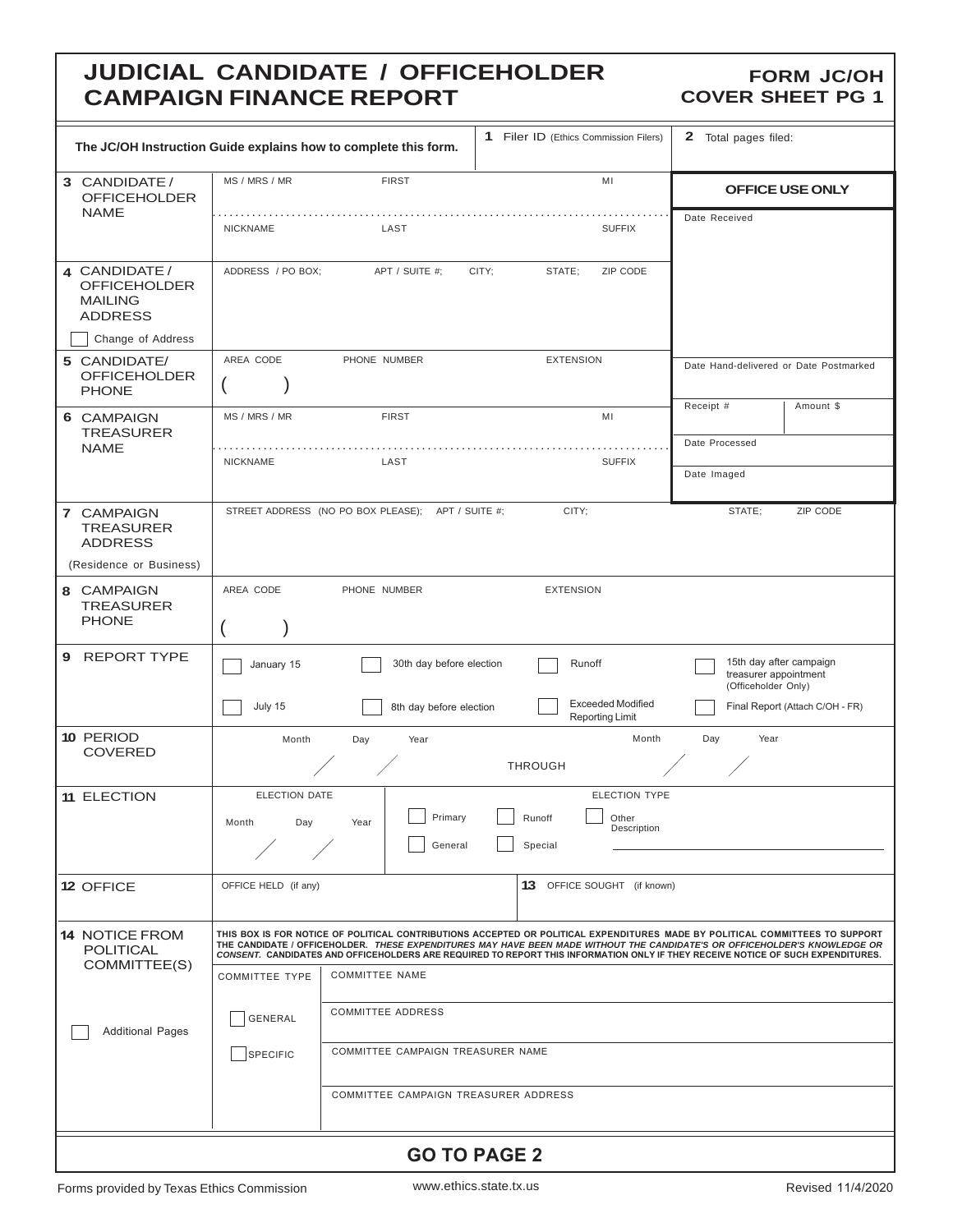# JUDICIAL CANDIDATE / OFFICEHOLDER CAMPAIGN FINANCE REPORT

**FORM JC/OH**
**COVER SHEET PG 1**

The JC/OH Instruction Guide explains how to complete this form.

**1** Filer ID (Ethics Commission Filers)

**2** Total pages filed:

| | | |
|---|---|---|
| **3** CANDIDATE / OFFICEHOLDER NAME | MS / MRS / MR FIRST MI<br>NICKNAME LAST SUFFIX | **OFFICE USE ONLY**<br>Date Received |
| **4** CANDIDATE / OFFICEHOLDER MAILING ADDRESS<br>☐ Change of Address | ADDRESS / PO BOX; APT / SUITE #; CITY; STATE; ZIP CODE | |
| **5** CANDIDATE/ OFFICEHOLDER PHONE | AREA CODE ( ) PHONE NUMBER EXTENSION | Date Hand-delivered or Date Postmarked |
| **6** CAMPAIGN TREASURER NAME | MS / MRS / MR FIRST MI<br>NICKNAME LAST SUFFIX | Receipt # Amount $<br>Date Processed<br>Date Imaged |
| **7** CAMPAIGN TREASURER ADDRESS<br>(Residence or Business) | STREET ADDRESS (NO PO BOX PLEASE); APT / SUITE #; CITY; STATE; ZIP CODE | |
| **8** CAMPAIGN TREASURER PHONE | AREA CODE ( ) PHONE NUMBER EXTENSION | |

**9** REPORT TYPE

- ☐ January 15
- ☐ July 15
- ☐ 30th day before election
- ☐ 8th day before election
- ☐ Runoff
- ☐ Exceeded Modified Reporting Limit
- ☐ 15th day after campaign treasurer appointment (Officeholder Only)
- ☐ Final Report (Attach C/OH - FR)

**10** PERIOD COVERED

Month / Day / Year THROUGH Month / Day / Year

**11** ELECTION

ELECTION DATE: Month / Day / Year

ELECTION TYPE:
- ☐ Primary
- ☐ General
- ☐ Runoff
- ☐ Special
- ☐ Other Description ______

**12** OFFICE — OFFICE HELD (if any)

**13** OFFICE SOUGHT (if known)

**14** NOTICE FROM POLITICAL COMMITTEE(S)

☐ Additional Pages

THIS BOX IS FOR NOTICE OF POLITICAL CONTRIBUTIONS ACCEPTED OR POLITICAL EXPENDITURES MADE BY POLITICAL COMMITTEES TO SUPPORT THE CANDIDATE / OFFICEHOLDER. *THESE EXPENDITURES MAY HAVE BEEN MADE WITHOUT THE CANDIDATE'S OR OFFICEHOLDER'S KNOWLEDGE OR CONSENT.* CANDIDATES AND OFFICEHOLDERS ARE REQUIRED TO REPORT THIS INFORMATION ONLY IF THEY RECEIVE NOTICE OF SUCH EXPENDITURES.

| COMMITTEE TYPE | |
|---|---|
| ☐ GENERAL<br>☐ SPECIFIC | COMMITTEE NAME<br>COMMITTEE ADDRESS<br>COMMITTEE CAMPAIGN TREASURER NAME<br>COMMITTEE CAMPAIGN TREASURER ADDRESS |

**GO TO PAGE 2**

Forms provided by Texas Ethics Commission www.ethics.state.tx.us Revised 11/4/2020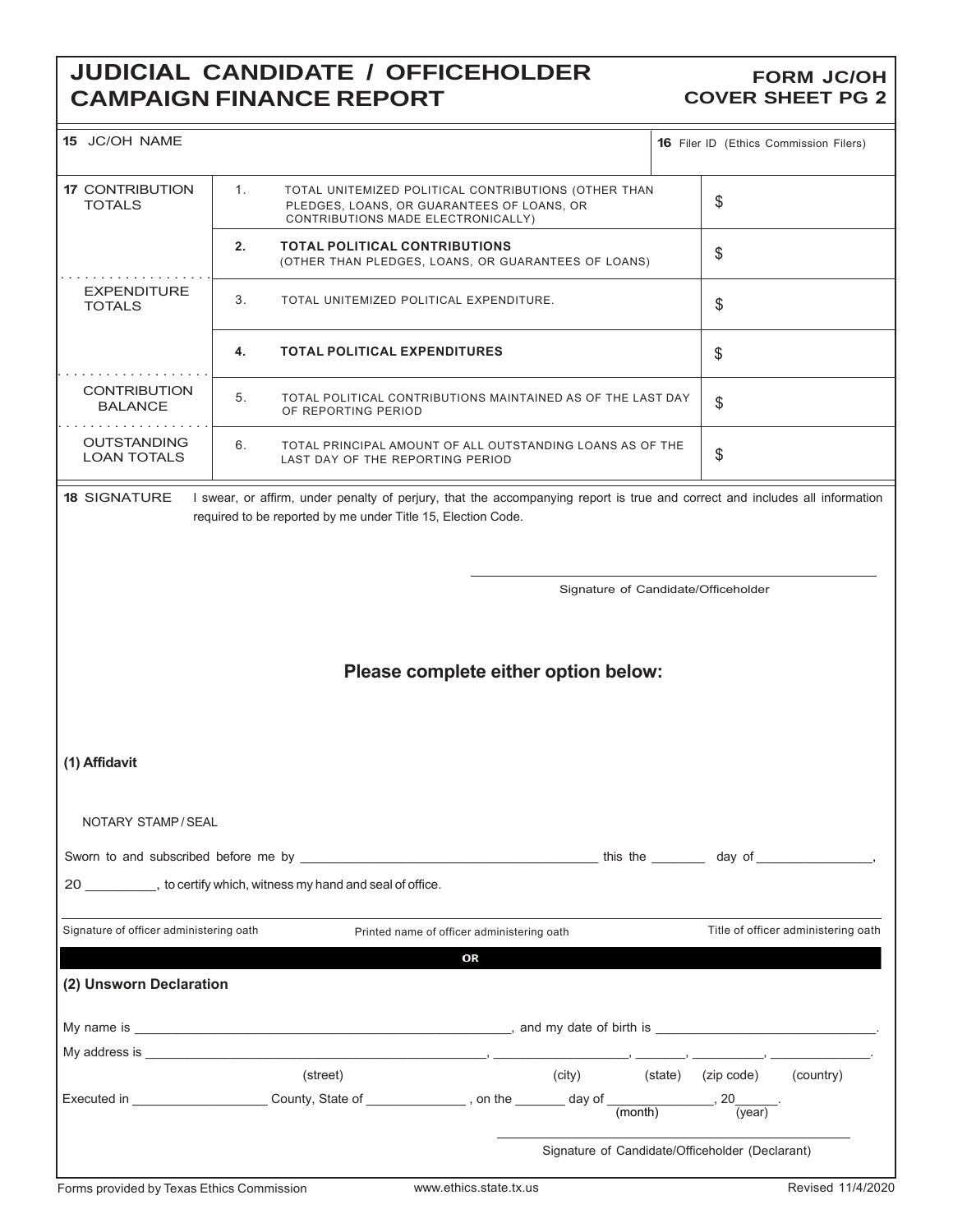# JUDICIAL CANDIDATE / OFFICEHOLDER CAMPAIGN FINANCE REPORT

**FORM JC/OH**
**COVER SHEET PG 2**

| **15** JC/OH NAME | **16** Filer ID (Ethics Commission Filers) |
|---|---|
| | |

| | | | |
|---|---|---|---|
| **17** CONTRIBUTION TOTALS | 1. | TOTAL UNITEMIZED POLITICAL CONTRIBUTIONS (OTHER THAN PLEDGES, LOANS, OR GUARANTEES OF LOANS, OR CONTRIBUTIONS MADE ELECTRONICALLY) | $ |
| | **2.** | **TOTAL POLITICAL CONTRIBUTIONS** (OTHER THAN PLEDGES, LOANS, OR GUARANTEES OF LOANS) | $ |
| EXPENDITURE TOTALS | 3. | TOTAL UNITEMIZED POLITICAL EXPENDITURE. | $ |
| | **4.** | **TOTAL POLITICAL EXPENDITURES** | $ |
| CONTRIBUTION BALANCE | 5. | TOTAL POLITICAL CONTRIBUTIONS MAINTAINED AS OF THE LAST DAY OF REPORTING PERIOD | $ |
| OUTSTANDING LOAN TOTALS | 6. | TOTAL PRINCIPAL AMOUNT OF ALL OUTSTANDING LOANS AS OF THE LAST DAY OF THE REPORTING PERIOD | $ |

**18** SIGNATURE I swear, or affirm, under penalty of perjury, that the accompanying report is true and correct and includes all information required to be reported by me under Title 15, Election Code.

______________________________________________
Signature of Candidate/Officeholder

## Please complete either option below:

### (1) Affidavit

NOTARY STAMP / SEAL

Sworn to and subscribed before me by ______________________________ this the _______ day of ________________, 20 _________, to certify which, witness my hand and seal of office.

Signature of officer administering oath | Printed name of officer administering oath | Title of officer administering oath

**OR**

### (2) Unsworn Declaration

My name is ____________________________________________, and my date of birth is ______________________________.

My address is ____________________________________________, __________________, _______, _________, ______________.
(street) (city) (state) (zip code) (country)

Executed in __________________ County, State of _____________ , on the _______ day of _______________, 20______.
(month) (year)

______________________________________________
Signature of Candidate/Officeholder (Declarant)

Forms provided by Texas Ethics Commission www.ethics.state.tx.us Revised 11/4/2020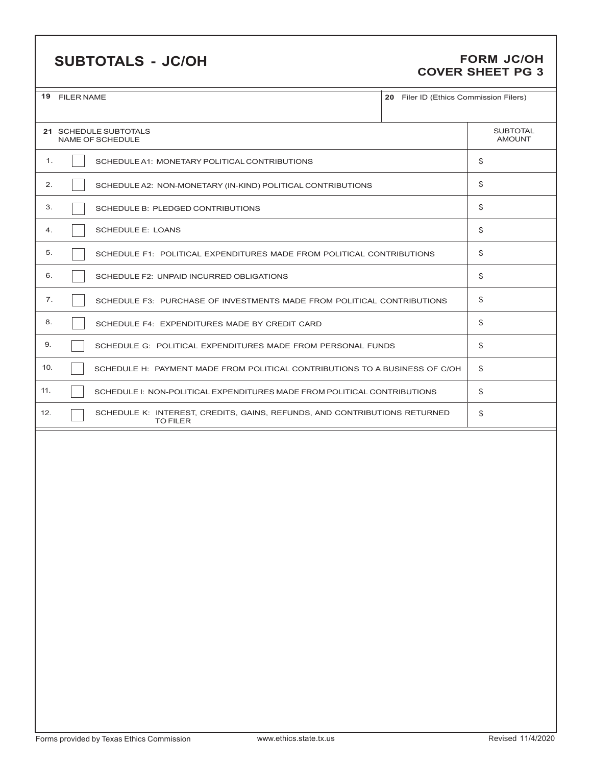# SUBTOTALS - JC/OH

**FORM JC/OH**
**COVER SHEET PG 3**

| 19 FILER NAME | 20 Filer ID (Ethics Commission Filers) |
|---|---|
| | |

| 21 SCHEDULE SUBTOTALS NAME OF SCHEDULE | | | SUBTOTAL AMOUNT |
|---|---|---|---|
| 1. | ☐ | SCHEDULE A1: MONETARY POLITICAL CONTRIBUTIONS | $ |
| 2. | ☐ | SCHEDULE A2: NON-MONETARY (IN-KIND) POLITICAL CONTRIBUTIONS | $ |
| 3. | ☐ | SCHEDULE B: PLEDGED CONTRIBUTIONS | $ |
| 4. | ☐ | SCHEDULE E: LOANS | $ |
| 5. | ☐ | SCHEDULE F1: POLITICAL EXPENDITURES MADE FROM POLITICAL CONTRIBUTIONS | $ |
| 6. | ☐ | SCHEDULE F2: UNPAID INCURRED OBLIGATIONS | $ |
| 7. | ☐ | SCHEDULE F3: PURCHASE OF INVESTMENTS MADE FROM POLITICAL CONTRIBUTIONS | $ |
| 8. | ☐ | SCHEDULE F4: EXPENDITURES MADE BY CREDIT CARD | $ |
| 9. | ☐ | SCHEDULE G: POLITICAL EXPENDITURES MADE FROM PERSONAL FUNDS | $ |
| 10. | ☐ | SCHEDULE H: PAYMENT MADE FROM POLITICAL CONTRIBUTIONS TO A BUSINESS OF C/OH | $ |
| 11. | ☐ | SCHEDULE I: NON-POLITICAL EXPENDITURES MADE FROM POLITICAL CONTRIBUTIONS | $ |
| 12. | ☐ | SCHEDULE K: INTEREST, CREDITS, GAINS, REFUNDS, AND CONTRIBUTIONS RETURNED TO FILER | $ |

Forms provided by Texas Ethics Commission www.ethics.state.tx.us Revised 11/4/2020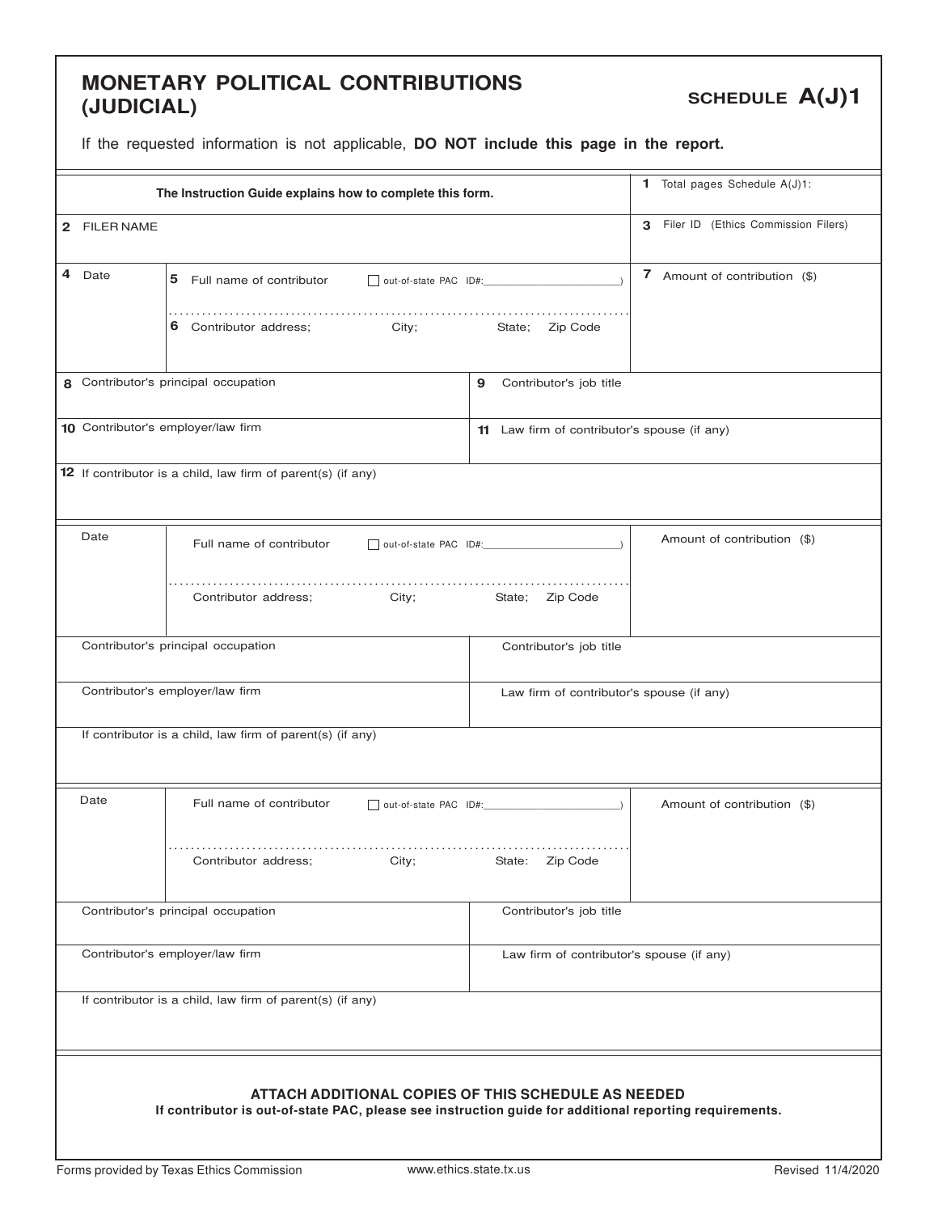# MONETARY POLITICAL CONTRIBUTIONS (JUDICIAL)

**SCHEDULE A(J)1**

If the requested information is not applicable, **DO NOT include this page in the report.**

| **The Instruction Guide explains how to complete this form.** | 1 Total pages Schedule A(J)1: |
|---|---|
| 2 FILER NAME | 3 Filer ID (Ethics Commission Filers) |

| 4 Date | 5 Full name of contributor ☐ out-of-state PAC ID#:\_\_\_\_\_\_\_\_\_\_\_\_) <br> 6 Contributor address; City; State; Zip Code | 7 Amount of contribution ($) |
|---|---|---|
| 8 Contributor's principal occupation | 9 Contributor's job title | |
| 10 Contributor's employer/law firm | 11 Law firm of contributor's spouse (if any) | |
| 12 If contributor is a child, law firm of parent(s) (if any) | | |

| Date | Full name of contributor ☐ out-of-state PAC ID#:\_\_\_\_\_\_\_\_\_\_\_\_) <br> Contributor address; City; State; Zip Code | Amount of contribution ($) |
|---|---|---|
| Contributor's principal occupation | Contributor's job title | |
| Contributor's employer/law firm | Law firm of contributor's spouse (if any) | |
| If contributor is a child, law firm of parent(s) (if any) | | |

| Date | Full name of contributor ☐ out-of-state PAC ID#:\_\_\_\_\_\_\_\_\_\_\_\_) <br> Contributor address; City; State: Zip Code | Amount of contribution ($) |
|---|---|---|
| Contributor's principal occupation | Contributor's job title | |
| Contributor's employer/law firm | Law firm of contributor's spouse (if any) | |
| If contributor is a child, law firm of parent(s) (if any) | | |

**ATTACH ADDITIONAL COPIES OF THIS SCHEDULE AS NEEDED**

**If contributor is out-of-state PAC, please see instruction guide for additional reporting requirements.**

Forms provided by Texas Ethics Commission www.ethics.state.tx.us Revised 11/4/2020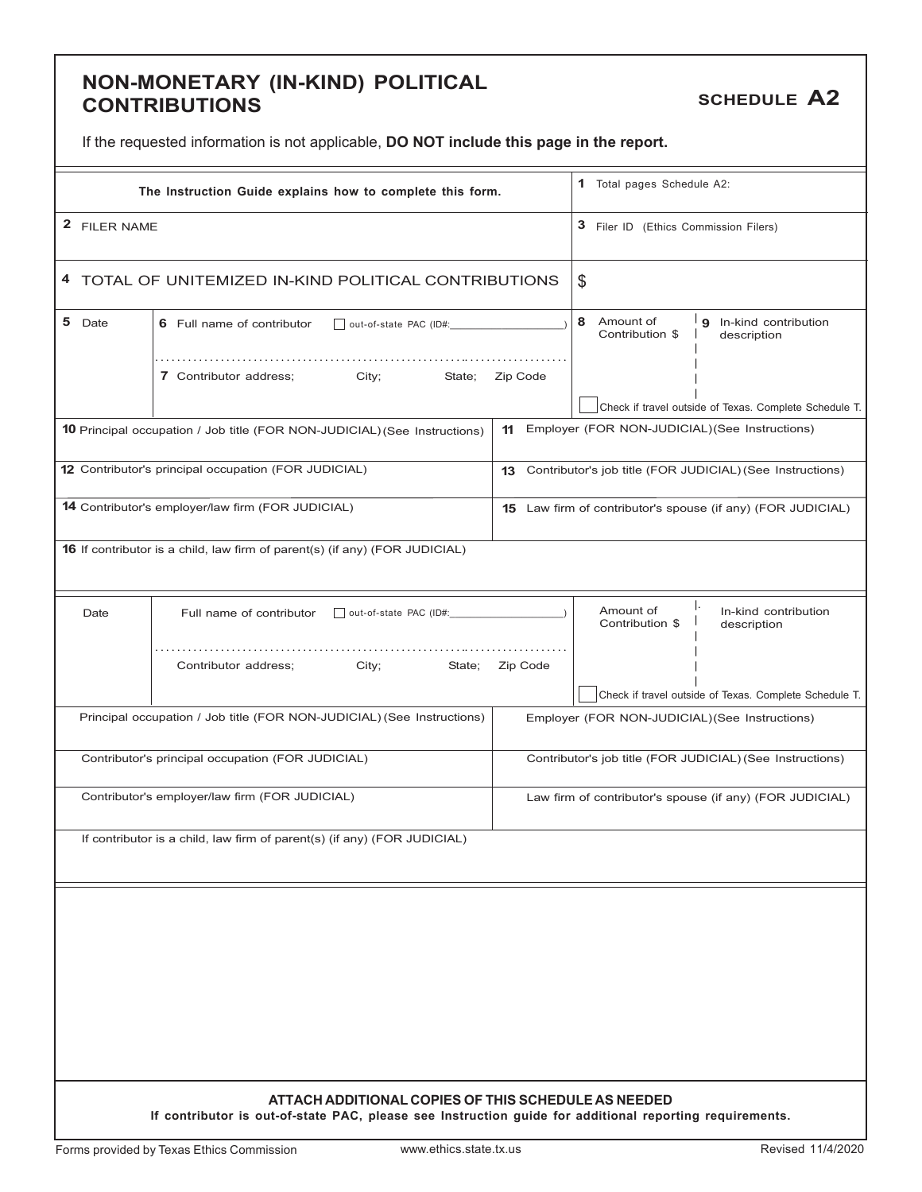# NON-MONETARY (IN-KIND) POLITICAL CONTRIBUTIONS

**SCHEDULE A2**

If the requested information is not applicable, **DO NOT include this page in the report.**

| The Instruction Guide explains how to complete this form. | 1 Total pages Schedule A2: |
|---|---|
| 2 FILER NAME | 3 Filer ID (Ethics Commission Filers) |
| 4 TOTAL OF UNITEMIZED IN-KIND POLITICAL CONTRIBUTIONS | $ |

| 5 Date | 6 Full name of contributor ☐ out-of-state PAC (ID#: ______) <br> 7 Contributor address; City; State; Zip Code | 8 Amount of Contribution $ | 9 In-kind contribution description <br> ☐ Check if travel outside of Texas. Complete Schedule T. |
|---|---|---|---|

| 10 Principal occupation / Job title (FOR NON-JUDICIAL) (See Instructions) | 11 Employer (FOR NON-JUDICIAL) (See Instructions) |
|---|---|
| 12 Contributor's principal occupation (FOR JUDICIAL) | 13 Contributor's job title (FOR JUDICIAL) (See Instructions) |
| 14 Contributor's employer/law firm (FOR JUDICIAL) | 15 Law firm of contributor's spouse (if any) (FOR JUDICIAL) |
| 16 If contributor is a child, law firm of parent(s) (if any) (FOR JUDICIAL) | |

| Date | Full name of contributor ☐ out-of-state PAC (ID#: ______) <br> Contributor address; City; State; Zip Code | Amount of Contribution $ | In-kind contribution description <br> ☐ Check if travel outside of Texas. Complete Schedule T. |
|---|---|---|---|

| Principal occupation / Job title (FOR NON-JUDICIAL) (See Instructions) | Employer (FOR NON-JUDICIAL) (See Instructions) |
|---|---|
| Contributor's principal occupation (FOR JUDICIAL) | Contributor's job title (FOR JUDICIAL) (See Instructions) |
| Contributor's employer/law firm (FOR JUDICIAL) | Law firm of contributor's spouse (if any) (FOR JUDICIAL) |
| If contributor is a child, law firm of parent(s) (if any) (FOR JUDICIAL) | |

**ATTACH ADDITIONAL COPIES OF THIS SCHEDULE AS NEEDED**

**If contributor is out-of-state PAC, please see Instruction guide for additional reporting requirements.**

Forms provided by Texas Ethics Commission www.ethics.state.tx.us Revised 11/4/2020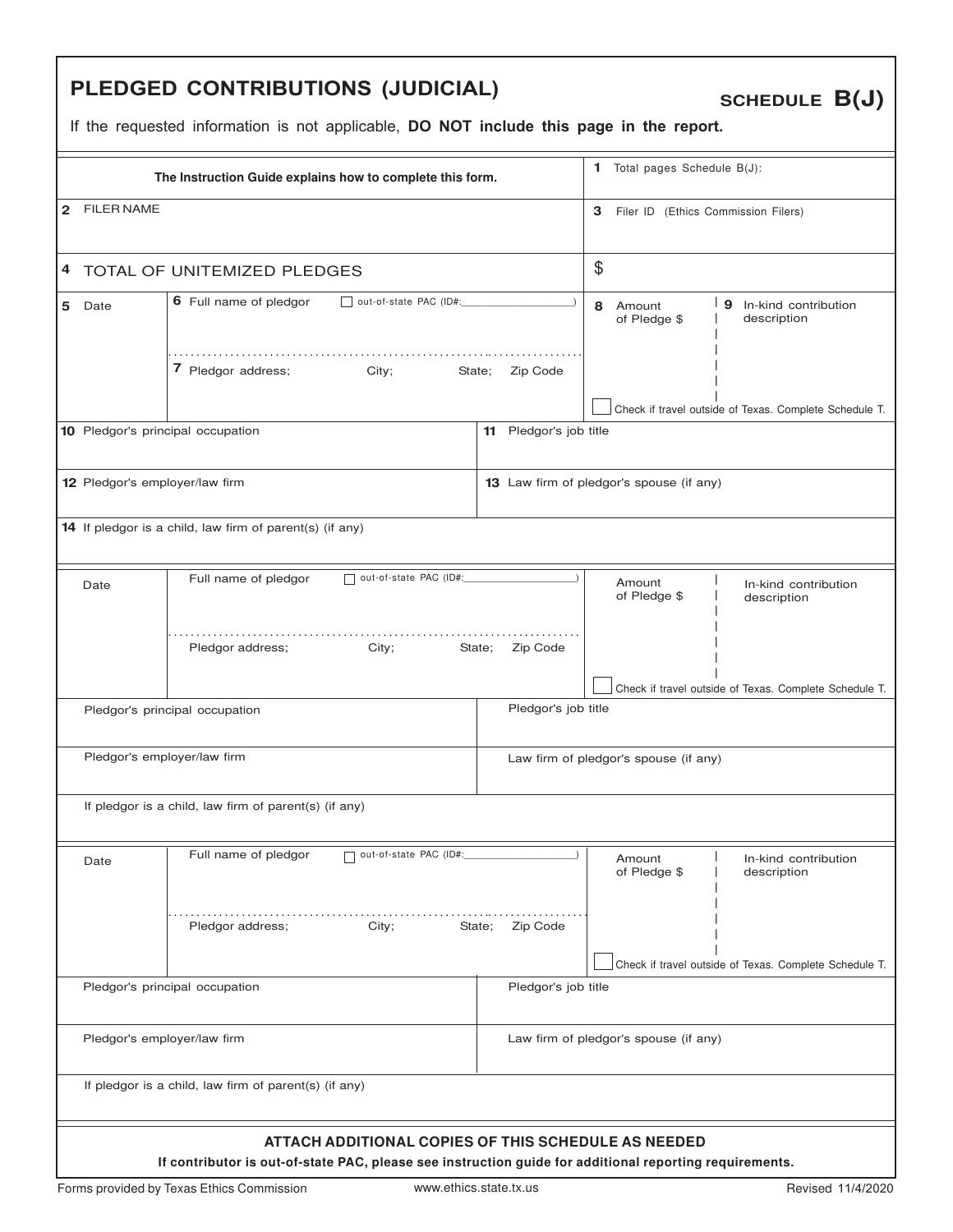# PLEDGED CONTRIBUTIONS (JUDICIAL)

**SCHEDULE B(J)**

If the requested information is not applicable, **DO NOT include this page in the report.**

| The Instruction Guide explains how to complete this form. | 1 Total pages Schedule B(J): |
|---|---|
| 2 FILER NAME | 3 Filer ID (Ethics Commission Filers) |
| 4 TOTAL OF UNITEMIZED PLEDGES | $ |

| 5 Date | 6 Full name of pledgor ☐ out-of-state PAC (ID#:________) <br> 7 Pledgor address; City; State; Zip Code | 8 Amount of Pledge $ | 9 In-kind contribution description <br> ☐ Check if travel outside of Texas. Complete Schedule T. |
|---|---|---|---|
| 10 Pledgor's principal occupation | | 11 Pledgor's job title | |
| 12 Pledgor's employer/law firm | | 13 Law firm of pledgor's spouse (if any) | |
| 14 If pledgor is a child, law firm of parent(s) (if any) | | | |

| Date | Full name of pledgor ☐ out-of-state PAC (ID#:________) <br> Pledgor address; City; State; Zip Code | Amount of Pledge $ | In-kind contribution description <br> ☐ Check if travel outside of Texas. Complete Schedule T. |
|---|---|---|---|
| Pledgor's principal occupation | | Pledgor's job title | |
| Pledgor's employer/law firm | | Law firm of pledgor's spouse (if any) | |
| If pledgor is a child, law firm of parent(s) (if any) | | | |

| Date | Full name of pledgor ☐ out-of-state PAC (ID#:________) <br> Pledgor address; City; State; Zip Code | Amount of Pledge $ | In-kind contribution description <br> ☐ Check if travel outside of Texas. Complete Schedule T. |
|---|---|---|---|
| Pledgor's principal occupation | | Pledgor's job title | |
| Pledgor's employer/law firm | | Law firm of pledgor's spouse (if any) | |
| If pledgor is a child, law firm of parent(s) (if any) | | | |

**ATTACH ADDITIONAL COPIES OF THIS SCHEDULE AS NEEDED**

**If contributor is out-of-state PAC, please see instruction guide for additional reporting requirements.**

Forms provided by Texas Ethics Commission www.ethics.state.tx.us Revised 11/4/2020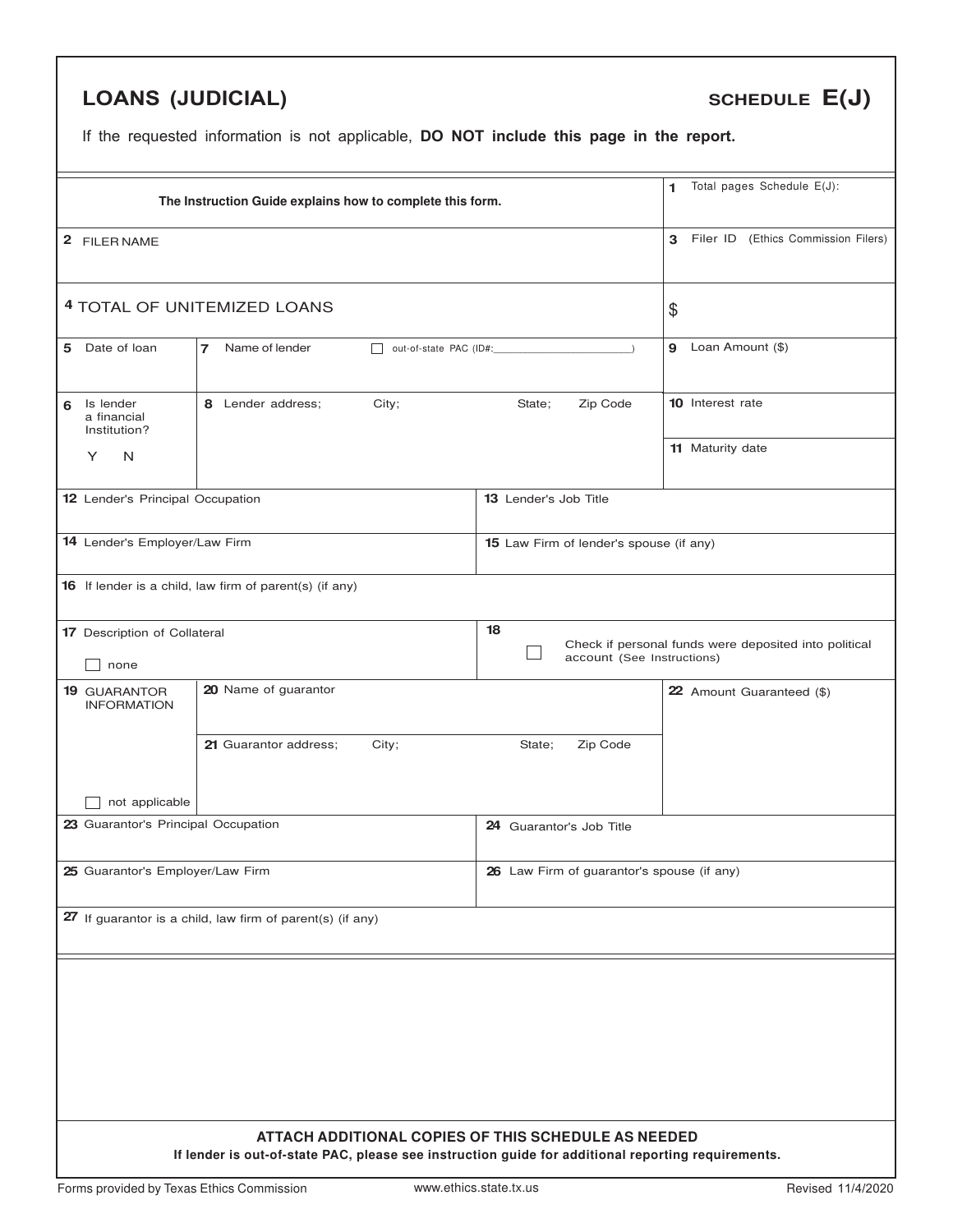# LOANS (JUDICIAL)

**SCHEDULE E(J)**

If the requested information is not applicable, **DO NOT include this page in the report.**

| | |
|---|---|
| **The Instruction Guide explains how to complete this form.** | 1 Total pages Schedule E(J): |
| 2 FILER NAME | 3 Filer ID (Ethics Commission Filers) |
| 4 TOTAL OF UNITEMIZED LOANS | $ |

| | | | |
|---|---|---|---|
| 5 Date of loan | 7 Name of lender ☐ out-of-state PAC (ID#:______________________) | | 9 Loan Amount ($) |
| 6 Is lender a financial Institution? Y N | 8 Lender address; City; State; Zip Code | | 10 Interest rate |
| | | | 11 Maturity date |
| 12 Lender's Principal Occupation | | 13 Lender's Job Title | |
| 14 Lender's Employer/Law Firm | | 15 Law Firm of lender's spouse (if any) | |
| 16 If lender is a child, law firm of parent(s) (if any) | | | |
| 17 Description of Collateral ☐ none | | 18 ☐ Check if personal funds were deposited into political account (See Instructions) | |
| 19 GUARANTOR INFORMATION ☐ not applicable | 20 Name of guarantor | | 22 Amount Guaranteed ($) |
| | 21 Guarantor address; City; State; Zip Code | | |
| 23 Guarantor's Principal Occupation | | 24 Guarantor's Job Title | |
| 25 Guarantor's Employer/Law Firm | | 26 Law Firm of guarantor's spouse (if any) | |
| 27 If guarantor is a child, law firm of parent(s) (if any) | | | |

**ATTACH ADDITIONAL COPIES OF THIS SCHEDULE AS NEEDED**

**If lender is out-of-state PAC, please see instruction guide for additional reporting requirements.**

Forms provided by Texas Ethics Commission www.ethics.state.tx.us Revised 11/4/2020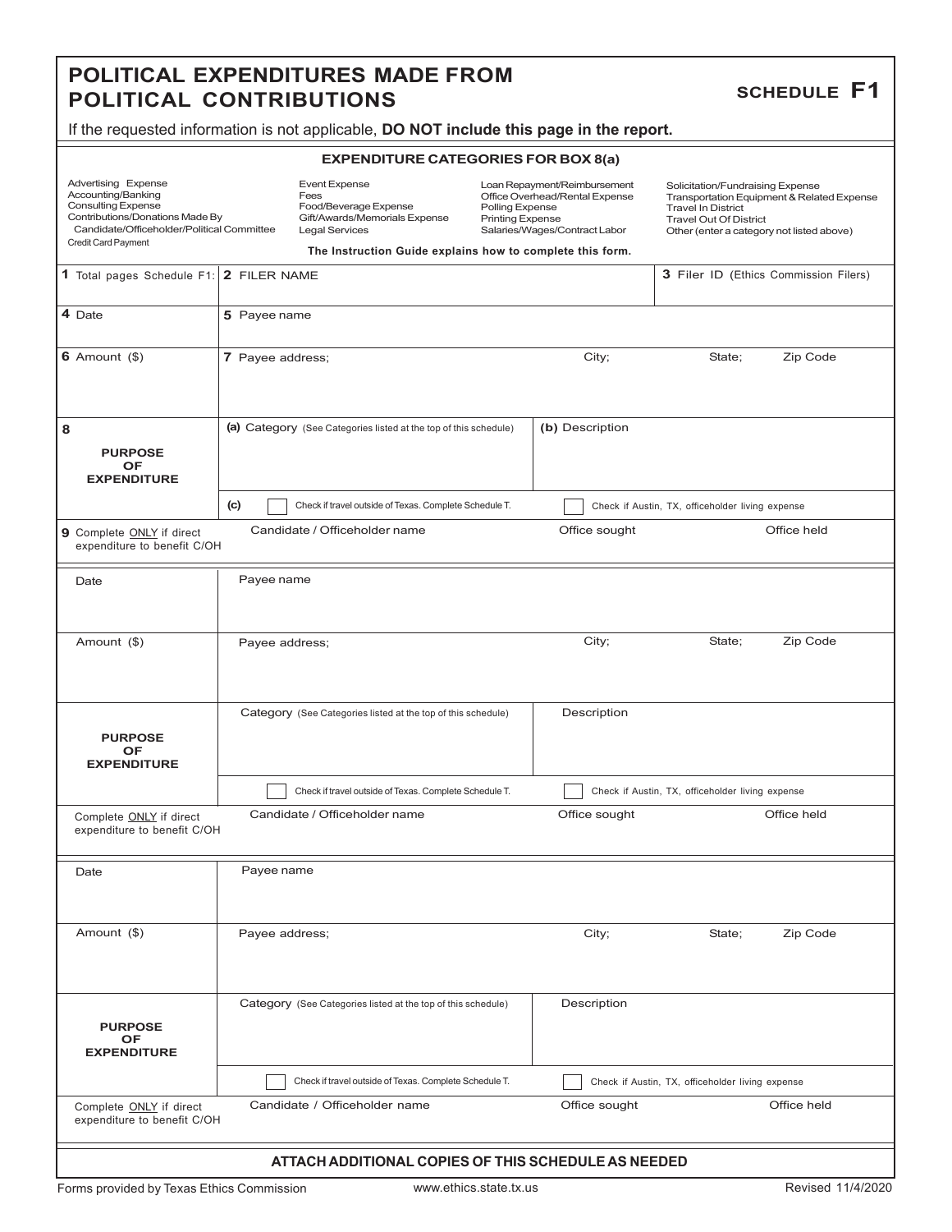# POLITICAL EXPENDITURES MADE FROM POLITICAL CONTRIBUTIONS

**SCHEDULE F1**

If the requested information is not applicable, **DO NOT include this page in the report.**

### EXPENDITURE CATEGORIES FOR BOX 8(a)

| | | | |
|---|---|---|---|
| Advertising Expense<br>Accounting/Banking<br>Consulting Expense<br>Contributions/Donations Made By Candidate/Officeholder/Political Committee<br>Credit Card Payment | Event Expense<br>Fees<br>Food/Beverage Expense<br>Gift/Awards/Memorials Expense<br>Legal Services | Loan Repayment/Reimbursement<br>Office Overhead/Rental Expense<br>Polling Expense<br>Printing Expense<br>Salaries/Wages/Contract Labor | Solicitation/Fundraising Expense<br>Transportation Equipment & Related Expense<br>Travel In District<br>Travel Out Of District<br>Other (enter a category not listed above) |

**The Instruction Guide explains how to complete this form.**

| | | | | | |
|---|---|---|---|---|---|
| 1 Total pages Schedule F1: | 2 FILER NAME | | | 3 Filer ID (Ethics Commission Filers) | |
| 4 Date | 5 Payee name | | | | |
| 6 Amount ($) | 7 Payee address; | City; | State; | Zip Code | |
| 8 PURPOSE OF EXPENDITURE | (a) Category (See Categories listed at the top of this schedule) | (b) Description | | | |
| | (c) ☐ Check if travel outside of Texas. Complete Schedule T. | ☐ Check if Austin, TX, officeholder living expense | | | |
| 9 Complete ONLY if direct expenditure to benefit C/OH | Candidate / Officeholder name | Office sought | Office held | | |

| | | | | |
|---|---|---|---|---|
| Date | Payee name | | | |
| Amount ($) | Payee address; | City; | State; | Zip Code |
| PURPOSE OF EXPENDITURE | Category (See Categories listed at the top of this schedule) | Description | | |
| | ☐ Check if travel outside of Texas. Complete Schedule T. | ☐ Check if Austin, TX, officeholder living expense | | |
| Complete ONLY if direct expenditure to benefit C/OH | Candidate / Officeholder name | Office sought | Office held | |

| | | | | |
|---|---|---|---|---|
| Date | Payee name | | | |
| Amount ($) | Payee address; | City; | State; | Zip Code |
| PURPOSE OF EXPENDITURE | Category (See Categories listed at the top of this schedule) | Description | | |
| | ☐ Check if travel outside of Texas. Complete Schedule T. | ☐ Check if Austin, TX, officeholder living expense | | |
| Complete ONLY if direct expenditure to benefit C/OH | Candidate / Officeholder name | Office sought | Office held | |

**ATTACH ADDITIONAL COPIES OF THIS SCHEDULE AS NEEDED**

Forms provided by Texas Ethics Commission — www.ethics.state.tx.us — Revised 11/4/2020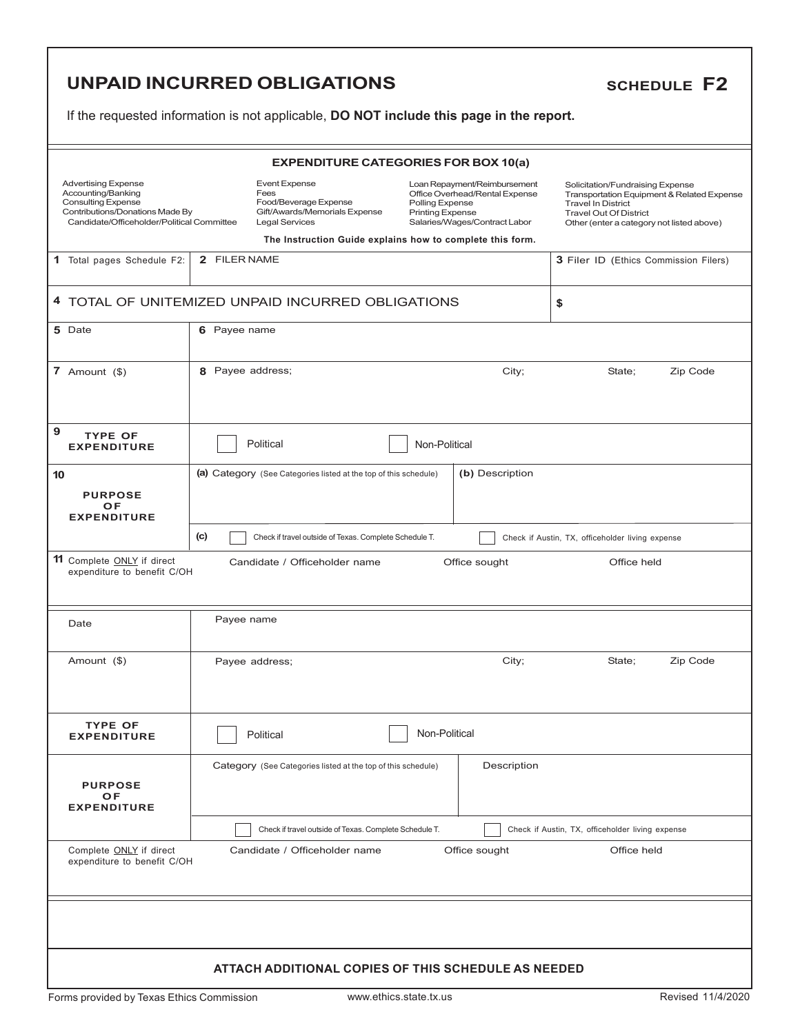# UNPAID INCURRED OBLIGATIONS

**SCHEDULE F2**

If the requested information is not applicable, **DO NOT include this page in the report.**

### EXPENDITURE CATEGORIES FOR BOX 10(a)

| | | | |
|---|---|---|---|
| Advertising Expense<br>Accounting/Banking<br>Consulting Expense<br>Contributions/Donations Made By Candidate/Officeholder/Political Committee | Event Expense<br>Fees<br>Food/Beverage Expense<br>Gift/Awards/Memorials Expense<br>Legal Services | Loan Repayment/Reimbursement<br>Office Overhead/Rental Expense<br>Polling Expense<br>Printing Expense<br>Salaries/Wages/Contract Labor | Solicitation/Fundraising Expense<br>Transportation Equipment & Related Expense<br>Travel In District<br>Travel Out Of District<br>Other (enter a category not listed above) |

**The Instruction Guide explains how to complete this form.**

| | | |
|---|---|---|
| 1 Total pages Schedule F2: | 2 FILER NAME | 3 Filer ID (Ethics Commission Filers) |
| 4 TOTAL OF UNITEMIZED UNPAID INCURRED OBLIGATIONS | | $ |

| | | | | |
|---|---|---|---|---|
| 5 Date | 6 Payee name | | | |
| 7 Amount ($) | 8 Payee address; | City; | State; | Zip Code |
| 9 **TYPE OF EXPENDITURE** | ☐ Political | ☐ Non-Political | | |
| 10 **PURPOSE OF EXPENDITURE** | (a) Category (See Categories listed at the top of this schedule) | (b) Description | | |
| | (c) ☐ Check if travel outside of Texas. Complete Schedule T. | ☐ Check if Austin, TX, officeholder living expense | | |
| 11 Complete ONLY if direct expenditure to benefit C/OH | Candidate / Officeholder name | Office sought | Office held | |

| | | | | |
|---|---|---|---|---|
| Date | Payee name | | | |
| Amount ($) | Payee address; | City; | State; | Zip Code |
| **TYPE OF EXPENDITURE** | ☐ Political | ☐ Non-Political | | |
| **PURPOSE OF EXPENDITURE** | Category (See Categories listed at the top of this schedule) | Description | | |
| | ☐ Check if travel outside of Texas. Complete Schedule T. | ☐ Check if Austin, TX, officeholder living expense | | |
| Complete ONLY if direct expenditure to benefit C/OH | Candidate / Officeholder name | Office sought | Office held | |

**ATTACH ADDITIONAL COPIES OF THIS SCHEDULE AS NEEDED**

Forms provided by Texas Ethics Commission www.ethics.state.tx.us Revised 11/4/2020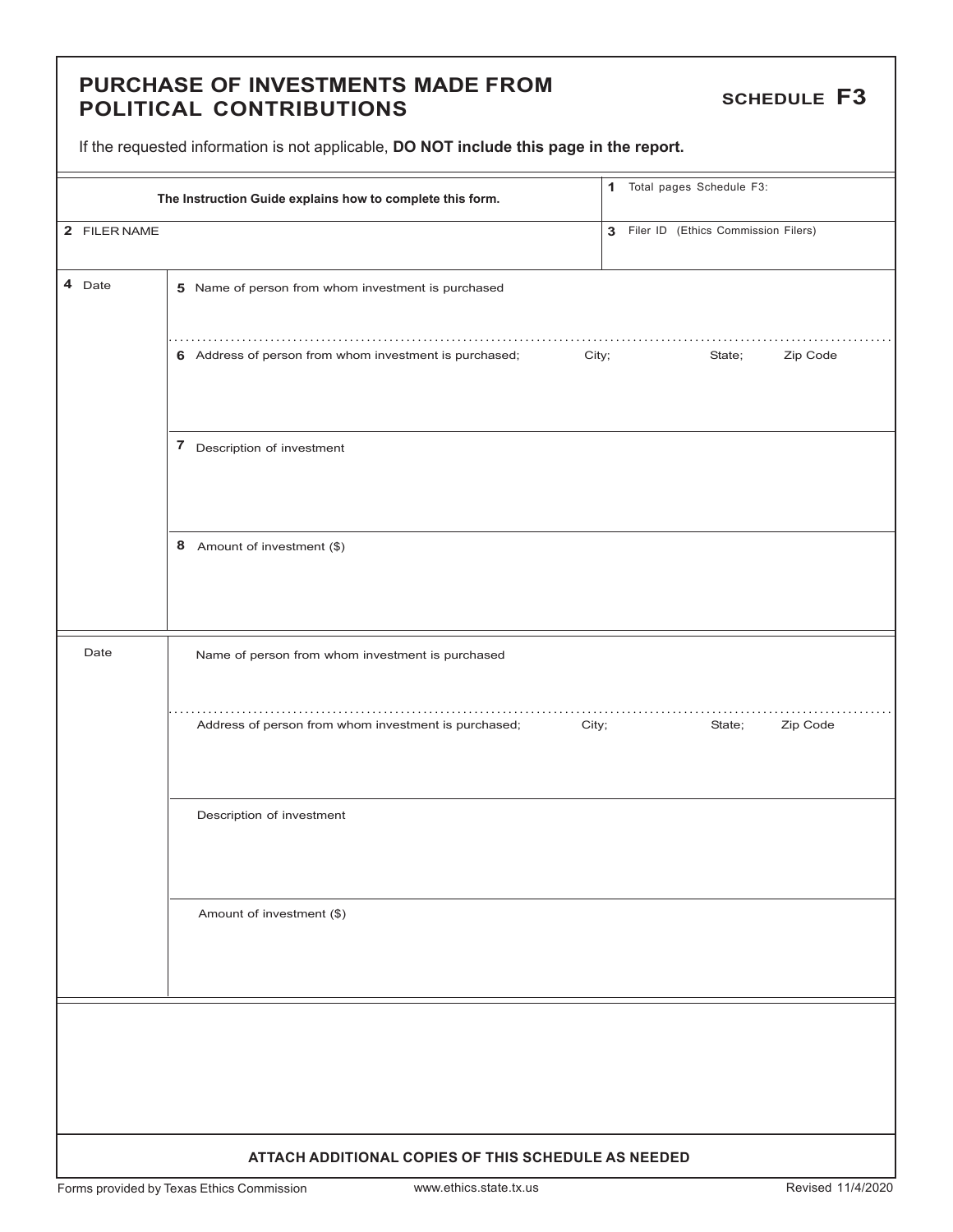# PURCHASE OF INVESTMENTS MADE FROM POLITICAL CONTRIBUTIONS

**SCHEDULE F3**

If the requested information is not applicable, **DO NOT include this page in the report.**

| **The Instruction Guide explains how to complete this form.** | 1 Total pages Schedule F3: |
|---|---|
| 2 FILER NAME | 3 Filer ID (Ethics Commission Filers) |

| 4 Date | 5 Name of person from whom investment is purchased |
|---|---|
| | 6 Address of person from whom investment is purchased; City; State; Zip Code |
| | 7 Description of investment |
| | 8 Amount of investment ($) |

| Date | Name of person from whom investment is purchased |
|---|---|
| | Address of person from whom investment is purchased; City; State; Zip Code |
| | Description of investment |
| | Amount of investment ($) |

**ATTACH ADDITIONAL COPIES OF THIS SCHEDULE AS NEEDED**

Forms provided by Texas Ethics Commission www.ethics.state.tx.us Revised 11/4/2020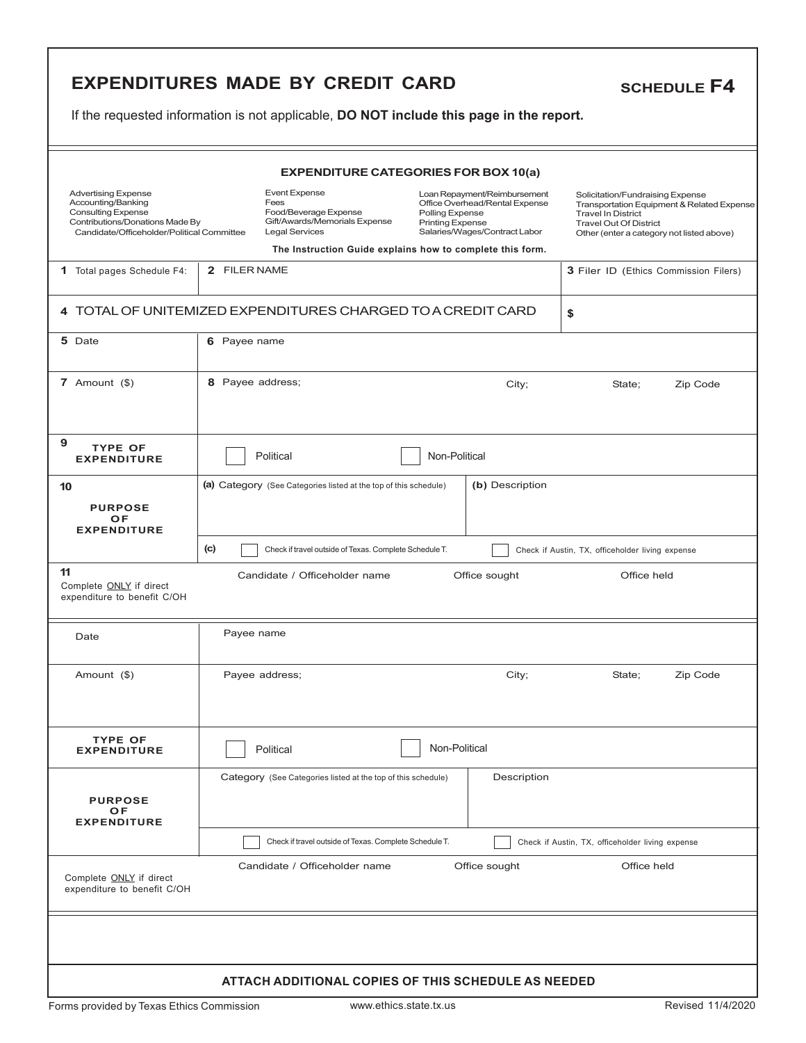# EXPENDITURES MADE BY CREDIT CARD

**SCHEDULE F4**

If the requested information is not applicable, **DO NOT include this page in the report.**

### EXPENDITURE CATEGORIES FOR BOX 10(a)

| | | | |
|---|---|---|---|
| Advertising Expense | Event Expense | Loan Repayment/Reimbursement | Solicitation/Fundraising Expense |
| Accounting/Banking | Fees | Office Overhead/Rental Expense | Transportation Equipment & Related Expense |
| Consulting Expense | Food/Beverage Expense | Polling Expense | Travel In District |
| Contributions/Donations Made By Candidate/Officeholder/Political Committee | Gift/Awards/Memorials Expense | Printing Expense | Travel Out Of District |
| | Legal Services | Salaries/Wages/Contract Labor | Other (enter a category not listed above) |

**The Instruction Guide explains how to complete this form.**

| | | |
|---|---|---|
| **1** Total pages Schedule F4: | **2** FILER NAME | **3** Filer ID (Ethics Commission Filers) |
| **4** TOTAL OF UNITEMIZED EXPENDITURES CHARGED TO A CREDIT CARD | | $ |

| | |
|---|---|
| **5** Date | **6** Payee name |
| **7** Amount ($) | **8** Payee address; City; State; Zip Code |
| **9** TYPE OF EXPENDITURE | ☐ Political ☐ Non-Political |
| **10** PURPOSE OF EXPENDITURE | **(a)** Category (See Categories listed at the top of this schedule) — **(b)** Description |
| | **(c)** ☐ Check if travel outside of Texas. Complete Schedule T. ☐ Check if Austin, TX, officeholder living expense |
| **11** Complete ONLY if direct expenditure to benefit C/OH | Candidate / Officeholder name — Office sought — Office held |

| | |
|---|---|
| Date | Payee name |
| Amount ($) | Payee address; City; State; Zip Code |
| TYPE OF EXPENDITURE | ☐ Political ☐ Non-Political |
| PURPOSE OF EXPENDITURE | Category (See Categories listed at the top of this schedule) — Description |
| | ☐ Check if travel outside of Texas. Complete Schedule T. ☐ Check if Austin, TX, officeholder living expense |
| Complete ONLY if direct expenditure to benefit C/OH | Candidate / Officeholder name — Office sought — Office held |

**ATTACH ADDITIONAL COPIES OF THIS SCHEDULE AS NEEDED**

Forms provided by Texas Ethics Commission www.ethics.state.tx.us Revised 11/4/2020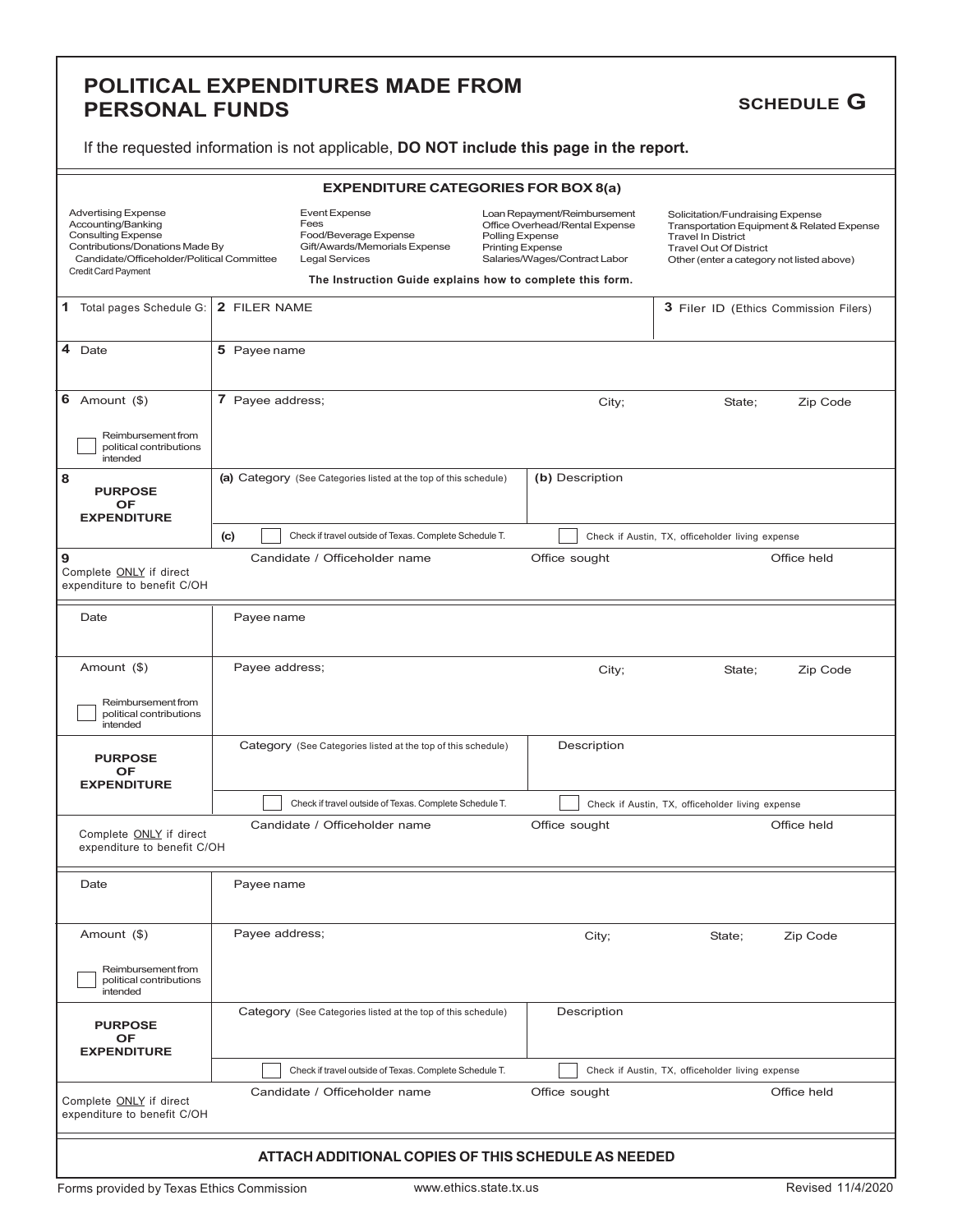# POLITICAL EXPENDITURES MADE FROM PERSONAL FUNDS

**SCHEDULE G**

If the requested information is not applicable, **DO NOT include this page in the report.**

### EXPENDITURE CATEGORIES FOR BOX 8(a)

| | | | |
|---|---|---|---|
| Advertising Expense | Event Expense | Loan Repayment/Reimbursement | Solicitation/Fundraising Expense |
| Accounting/Banking | Fees | Office Overhead/Rental Expense | Transportation Equipment & Related Expense |
| Consulting Expense | Food/Beverage Expense | Polling Expense | Travel In District |
| Contributions/Donations Made By Candidate/Officeholder/Political Committee | Gift/Awards/Memorials Expense | Printing Expense | Travel Out Of District |
| Credit Card Payment | Legal Services | Salaries/Wages/Contract Labor | Other (enter a category not listed above) |

**The Instruction Guide explains how to complete this form.**

| | | | |
|---|---|---|---|
| **1** Total pages Schedule G: | **2** FILER NAME | | **3** Filer ID (Ethics Commission Filers) |
| **4** Date | **5** Payee name | | |
| **6** Amount ($) <br> ☐ Reimbursement from political contributions intended | **7** Payee address; | City; | State; Zip Code |
| **8** **PURPOSE OF EXPENDITURE** | **(a)** Category (See Categories listed at the top of this schedule) | **(b)** Description | |
| | **(c)** ☐ Check if travel outside of Texas. Complete Schedule T. | ☐ Check if Austin, TX, officeholder living expense | |
| **9** Complete ONLY if direct expenditure to benefit C/OH | Candidate / Officeholder name | Office sought | Office held |

| | | | |
|---|---|---|---|
| Date | Payee name | | |
| Amount ($) <br> ☐ Reimbursement from political contributions intended | Payee address; | City; | State; Zip Code |
| **PURPOSE OF EXPENDITURE** | Category (See Categories listed at the top of this schedule) | Description | |
| | ☐ Check if travel outside of Texas. Complete Schedule T. | ☐ Check if Austin, TX, officeholder living expense | |
| Complete ONLY if direct expenditure to benefit C/OH | Candidate / Officeholder name | Office sought | Office held |

| | | | |
|---|---|---|---|
| Date | Payee name | | |
| Amount ($) <br> ☐ Reimbursement from political contributions intended | Payee address; | City; | State; Zip Code |
| **PURPOSE OF EXPENDITURE** | Category (See Categories listed at the top of this schedule) | Description | |
| | ☐ Check if travel outside of Texas. Complete Schedule T. | ☐ Check if Austin, TX, officeholder living expense | |
| Complete ONLY if direct expenditure to benefit C/OH | Candidate / Officeholder name | Office sought | Office held |

**ATTACH ADDITIONAL COPIES OF THIS SCHEDULE AS NEEDED**

Forms provided by Texas Ethics Commission www.ethics.state.tx.us Revised 11/4/2020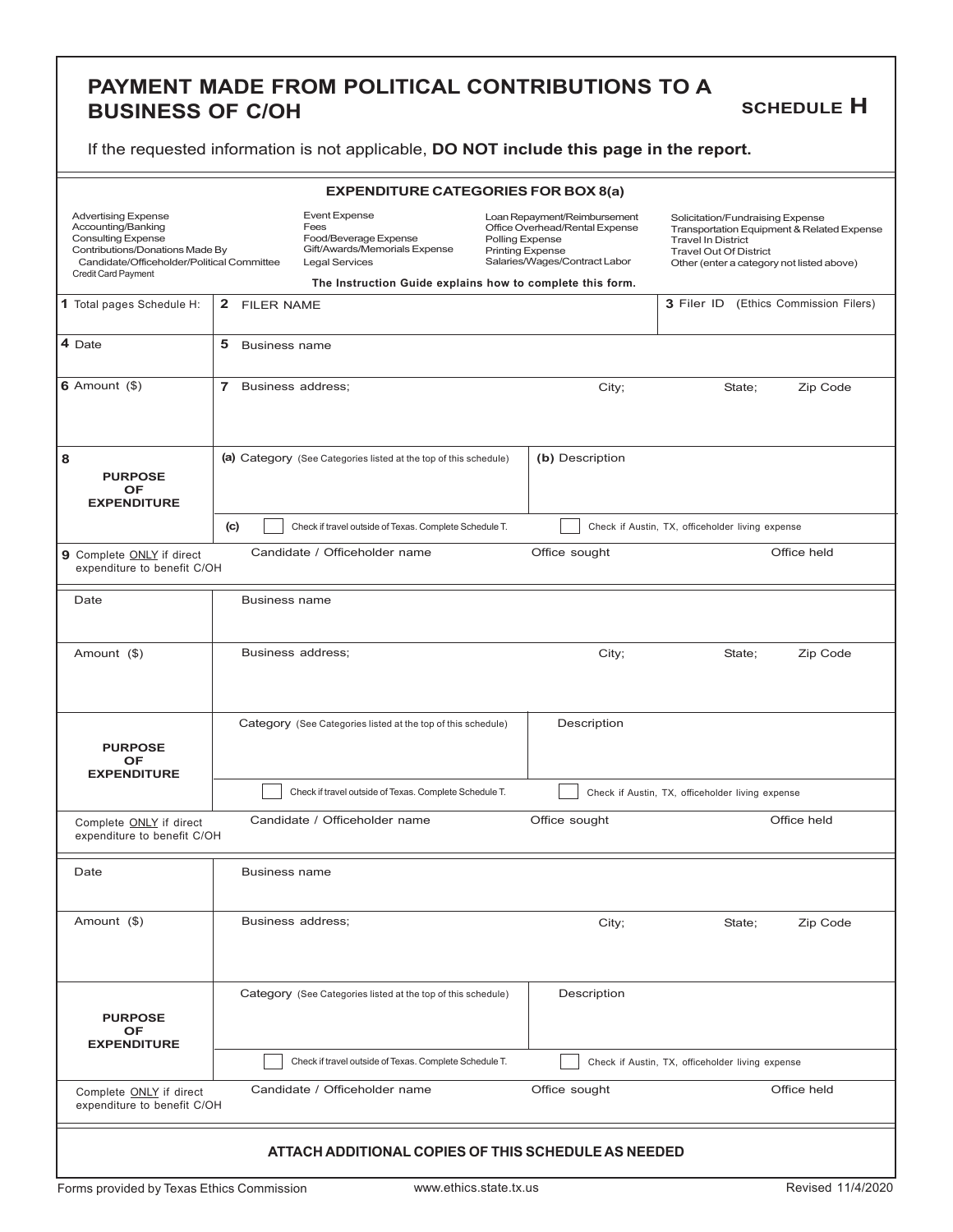# PAYMENT MADE FROM POLITICAL CONTRIBUTIONS TO A BUSINESS OF C/OH

**SCHEDULE H**

If the requested information is not applicable, **DO NOT include this page in the report.**

**EXPENDITURE CATEGORIES FOR BOX 8(a)**

| | | | |
|---|---|---|---|
| Advertising Expense<br>Accounting/Banking<br>Consulting Expense<br>Contributions/Donations Made By Candidate/Officeholder/Political Committee<br>Credit Card Payment | Event Expense<br>Fees<br>Food/Beverage Expense<br>Gift/Awards/Memorials Expense<br>Legal Services | Loan Repayment/Reimbursement<br>Office Overhead/Rental Expense<br>Polling Expense<br>Printing Expense<br>Salaries/Wages/Contract Labor | Solicitation/Fundraising Expense<br>Transportation Equipment & Related Expense<br>Travel In District<br>Travel Out Of District<br>Other (enter a category not listed above) |

**The Instruction Guide explains how to complete this form.**

| | | | |
|---|---|---|---|
| **1** Total pages Schedule H: | **2** FILER NAME | | **3** Filer ID (Ethics Commission Filers) |
| **4** Date | **5** Business name | | |
| **6** Amount ($) | **7** Business address; City; State; Zip Code | | |
| **8** PURPOSE OF EXPENDITURE | **(a)** Category (See Categories listed at the top of this schedule) | **(b)** Description | |
| | **(c)** ☐ Check if travel outside of Texas. Complete Schedule T. | ☐ Check if Austin, TX, officeholder living expense | |
| **9** Complete ONLY if direct expenditure to benefit C/OH | Candidate / Officeholder name | Office sought | Office held |

| | | | |
|---|---|---|---|
| Date | Business name | | |
| Amount ($) | Business address; City; State; Zip Code | | |
| PURPOSE OF EXPENDITURE | Category (See Categories listed at the top of this schedule) | Description | |
| | ☐ Check if travel outside of Texas. Complete Schedule T. | ☐ Check if Austin, TX, officeholder living expense | |
| Complete ONLY if direct expenditure to benefit C/OH | Candidate / Officeholder name | Office sought | Office held |

| | | | |
|---|---|---|---|
| Date | Business name | | |
| Amount ($) | Business address; City; State; Zip Code | | |
| PURPOSE OF EXPENDITURE | Category (See Categories listed at the top of this schedule) | Description | |
| | ☐ Check if travel outside of Texas. Complete Schedule T. | ☐ Check if Austin, TX, officeholder living expense | |
| Complete ONLY if direct expenditure to benefit C/OH | Candidate / Officeholder name | Office sought | Office held |

**ATTACH ADDITIONAL COPIES OF THIS SCHEDULE AS NEEDED**

Forms provided by Texas Ethics Commission www.ethics.state.tx.us Revised 11/4/2020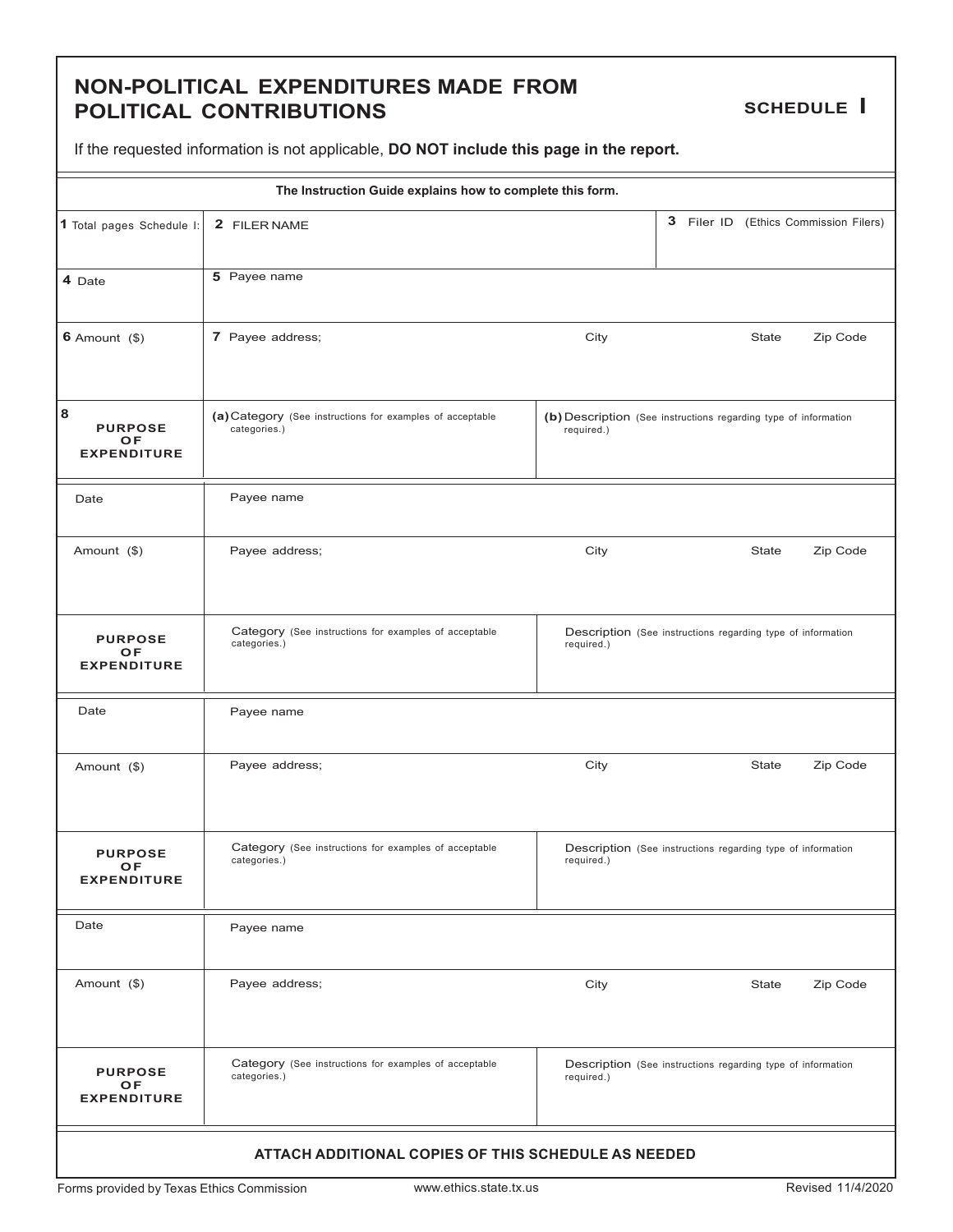# NON-POLITICAL EXPENDITURES MADE FROM POLITICAL CONTRIBUTIONS

**SCHEDULE I**

If the requested information is not applicable, **DO NOT include this page in the report.**

**The Instruction Guide explains how to complete this form.**

| **1** Total pages Schedule I: | **2** FILER NAME | | **3** Filer ID (Ethics Commission Filers) |
|---|---|---|---|
| **4** Date | **5** Payee name | | |
| **6** Amount ($) | **7** Payee address; City State Zip Code | | |
| **8** **PURPOSE OF EXPENDITURE** | **(a)** Category (See instructions for examples of acceptable categories.) | **(b)** Description (See instructions regarding type of information required.) | |

| Date | Payee name | |
|---|---|---|
| Amount ($) | Payee address; City State Zip Code | |
| **PURPOSE OF EXPENDITURE** | Category (See instructions for examples of acceptable categories.) | Description (See instructions regarding type of information required.) |

| Date | Payee name | |
|---|---|---|
| Amount ($) | Payee address; City State Zip Code | |
| **PURPOSE OF EXPENDITURE** | Category (See instructions for examples of acceptable categories.) | Description (See instructions regarding type of information required.) |

| Date | Payee name | |
|---|---|---|
| Amount ($) | Payee address; City State Zip Code | |
| **PURPOSE OF EXPENDITURE** | Category (See instructions for examples of acceptable categories.) | Description (See instructions regarding type of information required.) |

**ATTACH ADDITIONAL COPIES OF THIS SCHEDULE AS NEEDED**

Forms provided by Texas Ethics Commission www.ethics.state.tx.us Revised 11/4/2020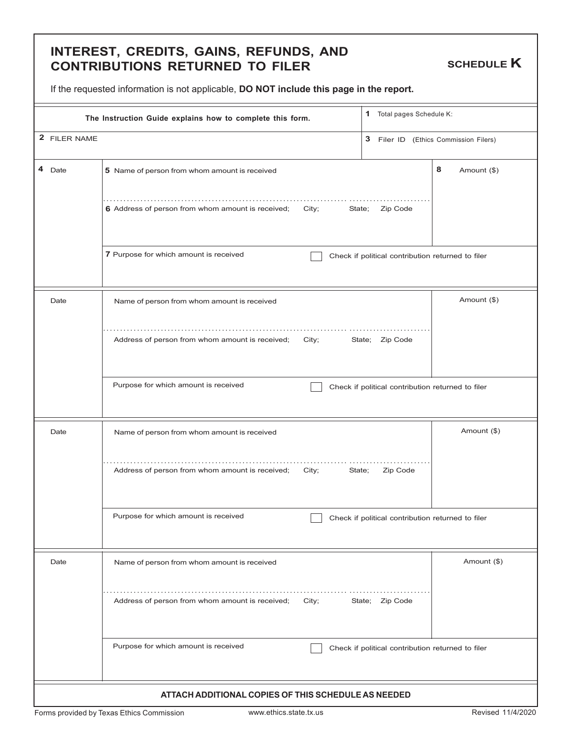# INTEREST, CREDITS, GAINS, REFUNDS, AND CONTRIBUTIONS RETURNED TO FILER

**SCHEDULE K**

If the requested information is not applicable, **DO NOT include this page in the report.**

| **The Instruction Guide explains how to complete this form.** | **1** Total pages Schedule K: |
|---|---|
| **2** FILER NAME | **3** Filer ID (Ethics Commission Filers) |

| **4** Date | **5** Name of person from whom amount is received<br><br>**6** Address of person from whom amount is received; City; State; Zip Code | **8** Amount ($) |
|---|---|---|
| | **7** Purpose for which amount is received ☐ Check if political contribution returned to filer | |

| Date | Name of person from whom amount is received<br><br>Address of person from whom amount is received; City; State; Zip Code | Amount ($) |
|---|---|---|
| | Purpose for which amount is received ☐ Check if political contribution returned to filer | |

| Date | Name of person from whom amount is received<br><br>Address of person from whom amount is received; City; State; Zip Code | Amount ($) |
|---|---|---|
| | Purpose for which amount is received ☐ Check if political contribution returned to filer | |

| Date | Name of person from whom amount is received<br><br>Address of person from whom amount is received; City; State; Zip Code | Amount ($) |
|---|---|---|
| | Purpose for which amount is received ☐ Check if political contribution returned to filer | |

**ATTACH ADDITIONAL COPIES OF THIS SCHEDULE AS NEEDED**

Forms provided by Texas Ethics Commission www.ethics.state.tx.us Revised 11/4/2020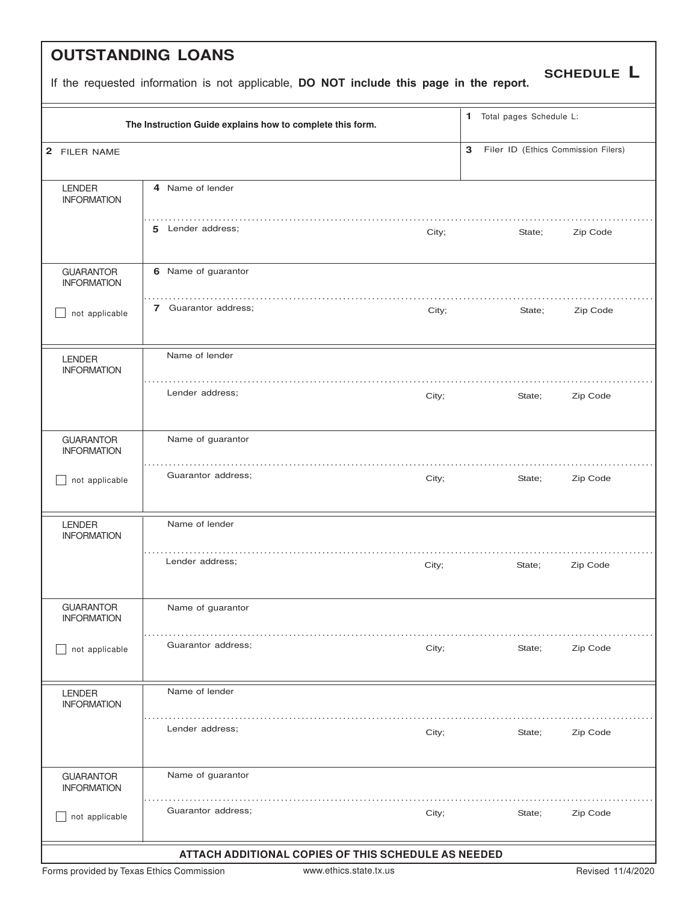# OUTSTANDING LOANS

**SCHEDULE L**

If the requested information is not applicable, **DO NOT include this page in the report.**

| **The Instruction Guide explains how to complete this form.** | **1** Total pages Schedule L: |
|---|---|
| **2** FILER NAME | **3** Filer ID (Ethics Commission Filers) |

| | |
|---|---|
| LENDER INFORMATION | **4** Name of lender |
| | **5** Lender address; City; State; Zip Code |
| GUARANTOR INFORMATION | **6** Name of guarantor |
| ☐ not applicable | **7** Guarantor address; City; State; Zip Code |
| LENDER INFORMATION | Name of lender |
| | Lender address; City; State; Zip Code |
| GUARANTOR INFORMATION | Name of guarantor |
| ☐ not applicable | Guarantor address; City; State; Zip Code |
| LENDER INFORMATION | Name of lender |
| | Lender address; City; State; Zip Code |
| GUARANTOR INFORMATION | Name of guarantor |
| ☐ not applicable | Guarantor address; City; State; Zip Code |
| LENDER INFORMATION | Name of lender |
| | Lender address; City; State; Zip Code |
| GUARANTOR INFORMATION | Name of guarantor |
| ☐ not applicable | Guarantor address; City; State; Zip Code |

**ATTACH ADDITIONAL COPIES OF THIS SCHEDULE AS NEEDED**

Forms provided by Texas Ethics Commission www.ethics.state.tx.us Revised 11/4/2020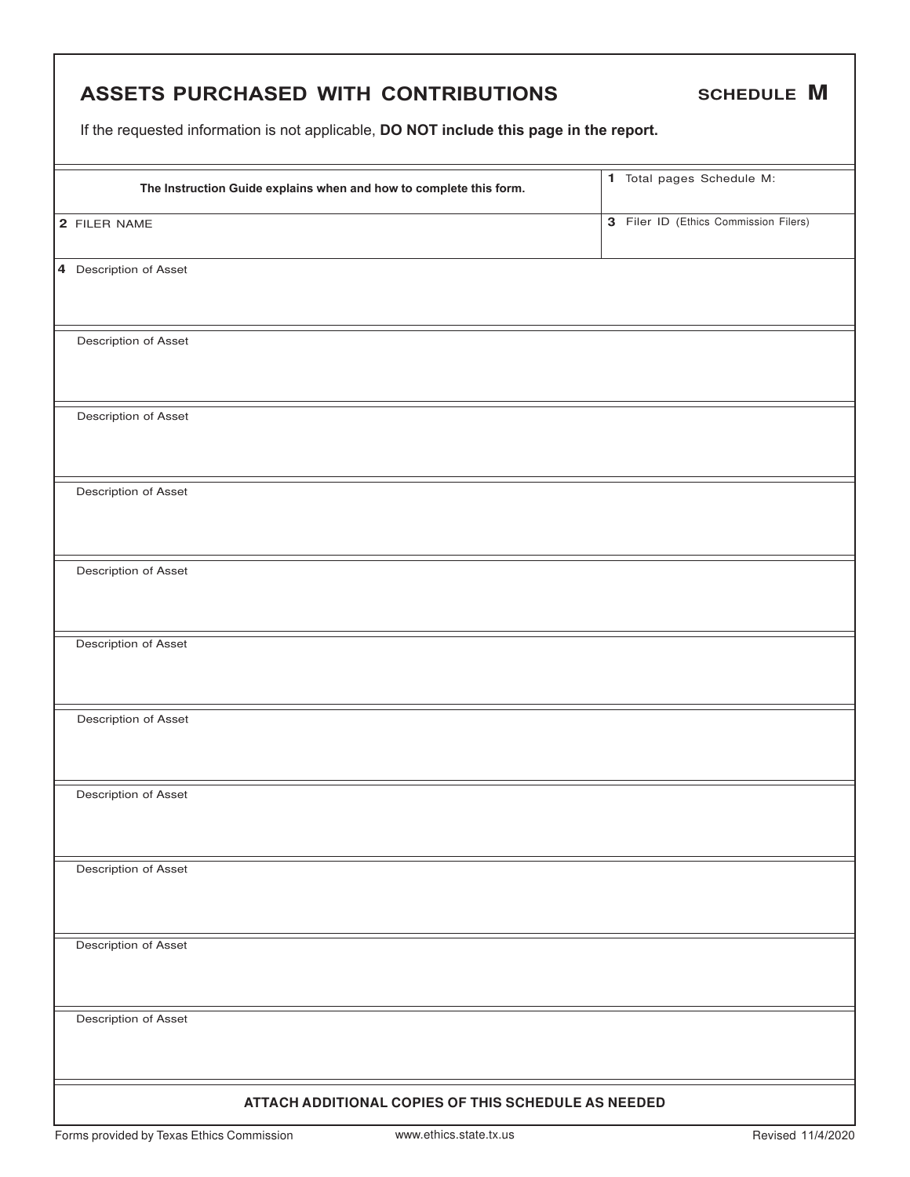# ASSETS PURCHASED WITH CONTRIBUTIONS

**SCHEDULE M**

If the requested information is not applicable, **DO NOT include this page in the report.**

| **The Instruction Guide explains when and how to complete this form.** | 1 Total pages Schedule M: |
|---|---|
| 2 FILER NAME | 3 Filer ID (Ethics Commission Filers) |

| 4 Description of Asset |
|---|
| Description of Asset |
| Description of Asset |
| Description of Asset |
| Description of Asset |
| Description of Asset |
| Description of Asset |
| Description of Asset |
| Description of Asset |
| Description of Asset |
| Description of Asset |

**ATTACH ADDITIONAL COPIES OF THIS SCHEDULE AS NEEDED**

Forms provided by Texas Ethics Commission    www.ethics.state.tx.us    Revised 11/4/2020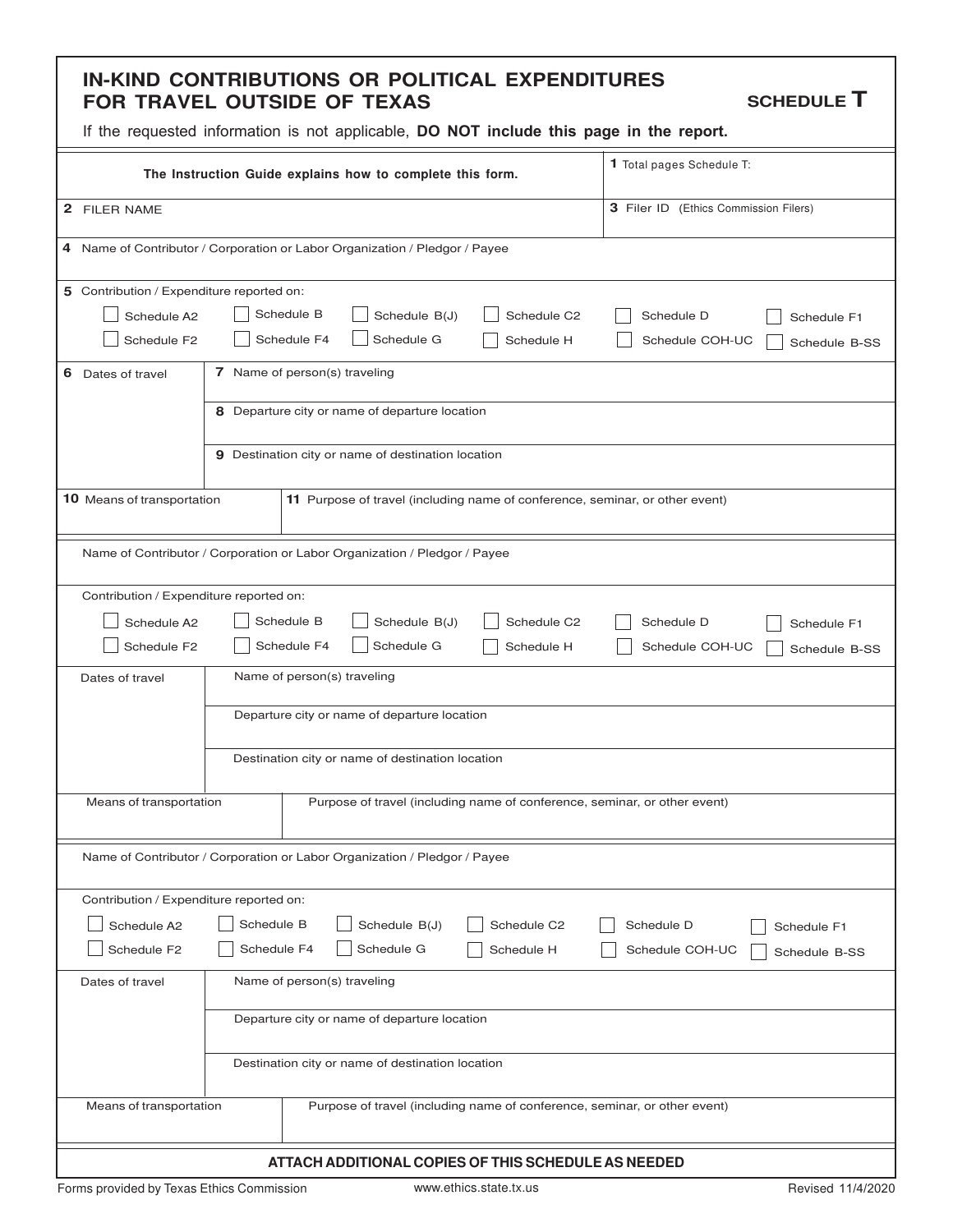# IN-KIND CONTRIBUTIONS OR POLITICAL EXPENDITURES FOR TRAVEL OUTSIDE OF TEXAS

**SCHEDULE T**

If the requested information is not applicable, **DO NOT include this page in the report.**

| | |
|---|---|
| **The Instruction Guide explains how to complete this form.** | **1** Total pages Schedule T: |
| **2** FILER NAME | **3** Filer ID (Ethics Commission Filers) |

**4** Name of Contributor / Corporation or Labor Organization / Pledgor / Payee

**5** Contribution / Expenditure reported on:

- [ ] Schedule A2
- [ ] Schedule B
- [ ] Schedule B(J)
- [ ] Schedule C2
- [ ] Schedule D
- [ ] Schedule F1
- [ ] Schedule F2
- [ ] Schedule F4
- [ ] Schedule G
- [ ] Schedule H
- [ ] Schedule COH-UC
- [ ] Schedule B-SS

| | |
|---|---|
| **6** Dates of travel | **7** Name of person(s) traveling |
| | **8** Departure city or name of departure location |
| | **9** Destination city or name of destination location |

| | |
|---|---|
| **10** Means of transportation | **11** Purpose of travel (including name of conference, seminar, or other event) |

---

Name of Contributor / Corporation or Labor Organization / Pledgor / Payee

Contribution / Expenditure reported on:

- [ ] Schedule A2
- [ ] Schedule B
- [ ] Schedule B(J)
- [ ] Schedule C2
- [ ] Schedule D
- [ ] Schedule F1
- [ ] Schedule F2
- [ ] Schedule F4
- [ ] Schedule G
- [ ] Schedule H
- [ ] Schedule COH-UC
- [ ] Schedule B-SS

| | |
|---|---|
| Dates of travel | Name of person(s) traveling |
| | Departure city or name of departure location |
| | Destination city or name of destination location |

| | |
|---|---|
| Means of transportation | Purpose of travel (including name of conference, seminar, or other event) |

---

Name of Contributor / Corporation or Labor Organization / Pledgor / Payee

Contribution / Expenditure reported on:

- [ ] Schedule A2
- [ ] Schedule B
- [ ] Schedule B(J)
- [ ] Schedule C2
- [ ] Schedule D
- [ ] Schedule F1
- [ ] Schedule F2
- [ ] Schedule F4
- [ ] Schedule G
- [ ] Schedule H
- [ ] Schedule COH-UC
- [ ] Schedule B-SS

| | |
|---|---|
| Dates of travel | Name of person(s) traveling |
| | Departure city or name of departure location |
| | Destination city or name of destination location |

| | |
|---|---|
| Means of transportation | Purpose of travel (including name of conference, seminar, or other event) |

**ATTACH ADDITIONAL COPIES OF THIS SCHEDULE AS NEEDED**

Forms provided by Texas Ethics Commission | www.ethics.state.tx.us | Revised 11/4/2020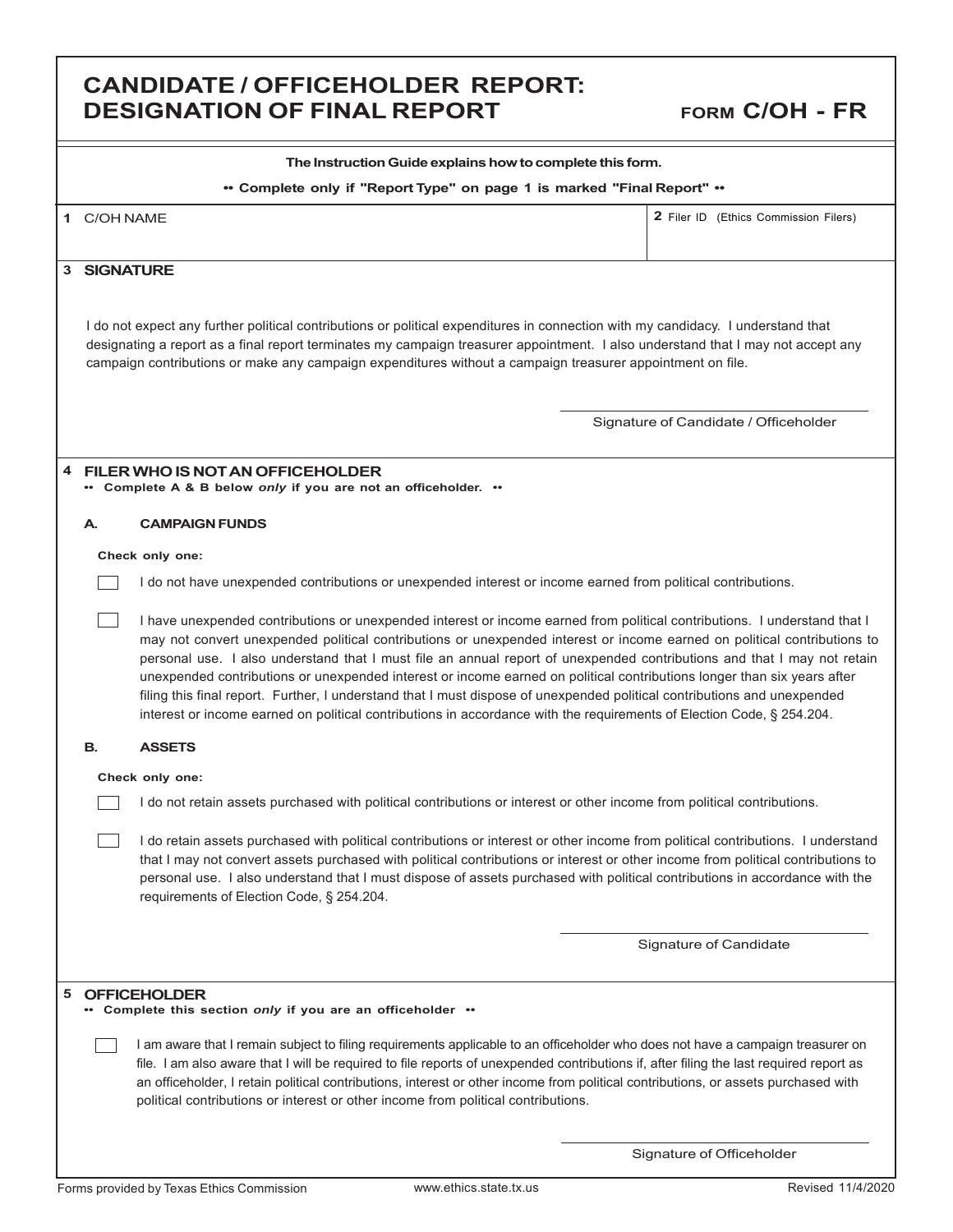# CANDIDATE / OFFICEHOLDER REPORT: DESIGNATION OF FINAL REPORT

**FORM C/OH - FR**

**The Instruction Guide explains how to complete this form.**

**•• Complete only if "Report Type" on page 1 is marked "Final Report" ••**

| 1 C/OH NAME | 2 Filer ID (Ethics Commission Filers) |
|---|---|
| | |

## 3 SIGNATURE

I do not expect any further political contributions or political expenditures in connection with my candidacy. I understand that designating a report as a final report terminates my campaign treasurer appointment. I also understand that I may not accept any campaign contributions or make any campaign expenditures without a campaign treasurer appointment on file.

______________________________
Signature of Candidate / Officeholder

## 4 FILER WHO IS NOT AN OFFICEHOLDER

**•• Complete A & B below *only* if you are not an officeholder. ••**

### A. CAMPAIGN FUNDS

**Check only one:**

- ☐ I do not have unexpended contributions or unexpended interest or income earned from political contributions.
- ☐ I have unexpended contributions or unexpended interest or income earned from political contributions. I understand that I may not convert unexpended political contributions or unexpended interest or income earned on political contributions to personal use. I also understand that I must file an annual report of unexpended contributions and that I may not retain unexpended contributions or unexpended interest or income earned on political contributions longer than six years after filing this final report. Further, I understand that I must dispose of unexpended political contributions and unexpended interest or income earned on political contributions in accordance with the requirements of Election Code, § 254.204.

### B. ASSETS

**Check only one:**

- ☐ I do not retain assets purchased with political contributions or interest or other income from political contributions.
- ☐ I do retain assets purchased with political contributions or interest or other income from political contributions. I understand that I may not convert assets purchased with political contributions or interest or other income from political contributions to personal use. I also understand that I must dispose of assets purchased with political contributions in accordance with the requirements of Election Code, § 254.204.

______________________________
Signature of Candidate

## 5 OFFICEHOLDER

**•• Complete this section *only* if you are an officeholder ••**

- ☐ I am aware that I remain subject to filing requirements applicable to an officeholder who does not have a campaign treasurer on file. I am also aware that I will be required to file reports of unexpended contributions if, after filing the last required report as an officeholder, I retain political contributions, interest or other income from political contributions, or assets purchased with political contributions or interest or other income from political contributions.

______________________________
Signature of Officeholder

Forms provided by Texas Ethics Commission    www.ethics.state.tx.us    Revised 11/4/2020